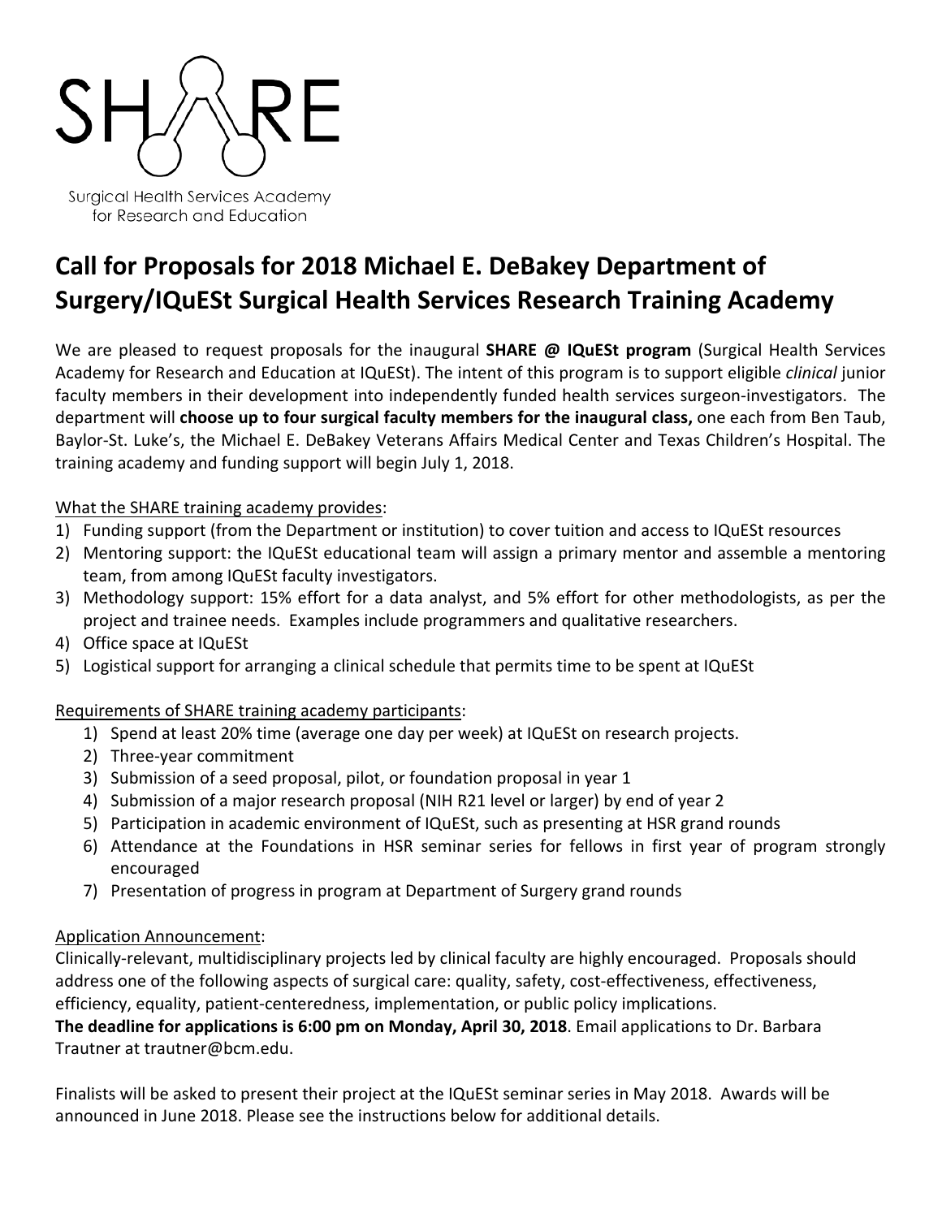SHARE

Surgical Health Services Academy for Research and Education

# Call for Proposals for 2018 Michael E. DeBakey Department of Surgery/IQuESt Surgical Health Services Research Training Academy

We are pleased to request proposals for the inaugural **SHARE @ IQuESt program** (Surgical Health Services Academy for Research and Education at IQuESt). The intent of this program is to support eligible *clinical* junior faculty members in their development into independently funded health services surgeon-investigators. The department will **choose up to four surgical faculty members for the inaugural class,** one each from Ben Taub, Baylor-St. Luke's, the Michael E. DeBakey Veterans Affairs Medical Center and Texas Children's Hospital. The training academy and funding support will begin July 1, 2018.

What the SHARE training academy provides:

1) Funding support (from the Department or institution) to cover tuition and access to IQuESt resources
2) Mentoring support: the IQuESt educational team will assign a primary mentor and assemble a mentoring team, from among IQuESt faculty investigators.
3) Methodology support: 15% effort for a data analyst, and 5% effort for other methodologists, as per the project and trainee needs. Examples include programmers and qualitative researchers.
4) Office space at IQuESt
5) Logistical support for arranging a clinical schedule that permits time to be spent at IQuESt

Requirements of SHARE training academy participants:

1) Spend at least 20% time (average one day per week) at IQuESt on research projects.
2) Three-year commitment
3) Submission of a seed proposal, pilot, or foundation proposal in year 1
4) Submission of a major research proposal (NIH R21 level or larger) by end of year 2
5) Participation in academic environment of IQuESt, such as presenting at HSR grand rounds
6) Attendance at the Foundations in HSR seminar series for fellows in first year of program strongly encouraged
7) Presentation of progress in program at Department of Surgery grand rounds

Application Announcement:

Clinically-relevant, multidisciplinary projects led by clinical faculty are highly encouraged. Proposals should address one of the following aspects of surgical care: quality, safety, cost-effectiveness, effectiveness, efficiency, equality, patient-centeredness, implementation, or public policy implications.

**The deadline for applications is 6:00 pm on Monday, April 30, 2018**. Email applications to Dr. Barbara Trautner at trautner@bcm.edu.

Finalists will be asked to present their project at the IQuESt seminar series in May 2018. Awards will be announced in June 2018. Please see the instructions below for additional details.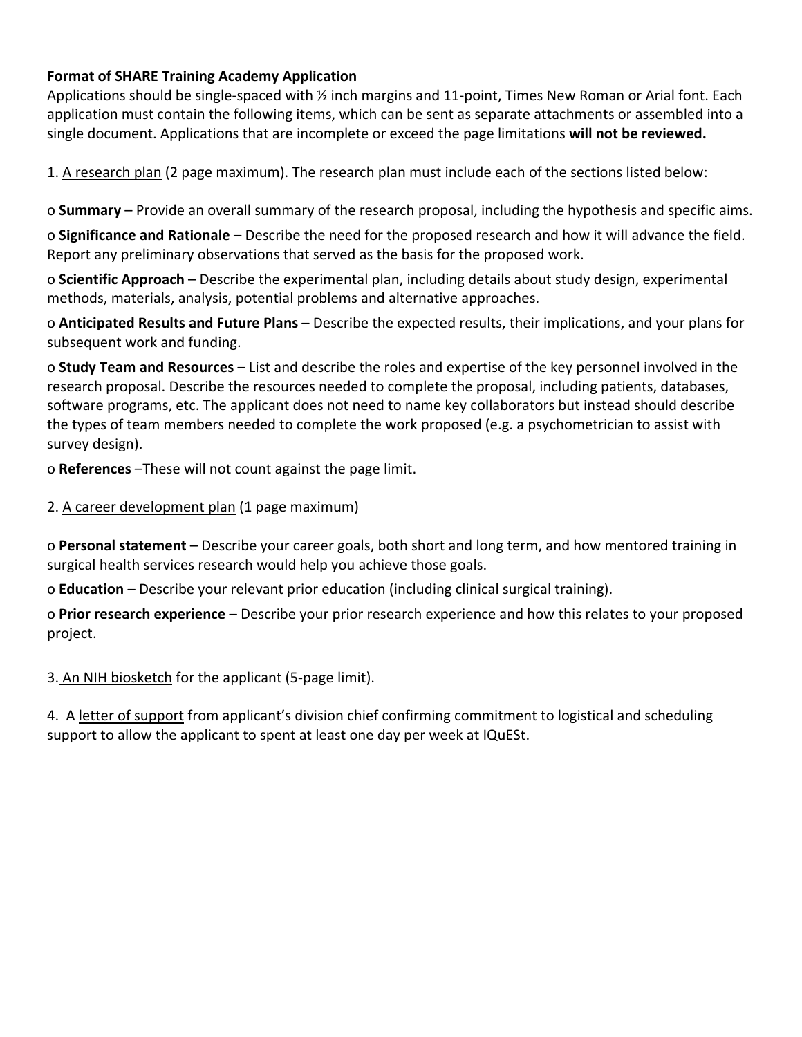**Format of SHARE Training Academy Application**

Applications should be single-spaced with ½ inch margins and 11-point, Times New Roman or Arial font. Each application must contain the following items, which can be sent as separate attachments or assembled into a single document. Applications that are incomplete or exceed the page limitations **will not be reviewed.**

1. A research plan (2 page maximum). The research plan must include each of the sections listed below:

- **Summary** – Provide an overall summary of the research proposal, including the hypothesis and specific aims.
- **Significance and Rationale** – Describe the need for the proposed research and how it will advance the field. Report any preliminary observations that served as the basis for the proposed work.
- **Scientific Approach** – Describe the experimental plan, including details about study design, experimental methods, materials, analysis, potential problems and alternative approaches.
- **Anticipated Results and Future Plans** – Describe the expected results, their implications, and your plans for subsequent work and funding.
- **Study Team and Resources** – List and describe the roles and expertise of the key personnel involved in the research proposal. Describe the resources needed to complete the proposal, including patients, databases, software programs, etc. The applicant does not need to name key collaborators but instead should describe the types of team members needed to complete the work proposed (e.g. a psychometrician to assist with survey design).
- **References** –These will not count against the page limit.

2. A career development plan (1 page maximum)

- **Personal statement** – Describe your career goals, both short and long term, and how mentored training in surgical health services research would help you achieve those goals.
- **Education** – Describe your relevant prior education (including clinical surgical training).
- **Prior research experience** – Describe your prior research experience and how this relates to your proposed project.

3. An NIH biosketch for the applicant (5-page limit).

4. A letter of support from applicant's division chief confirming commitment to logistical and scheduling support to allow the applicant to spent at least one day per week at IQuESt.